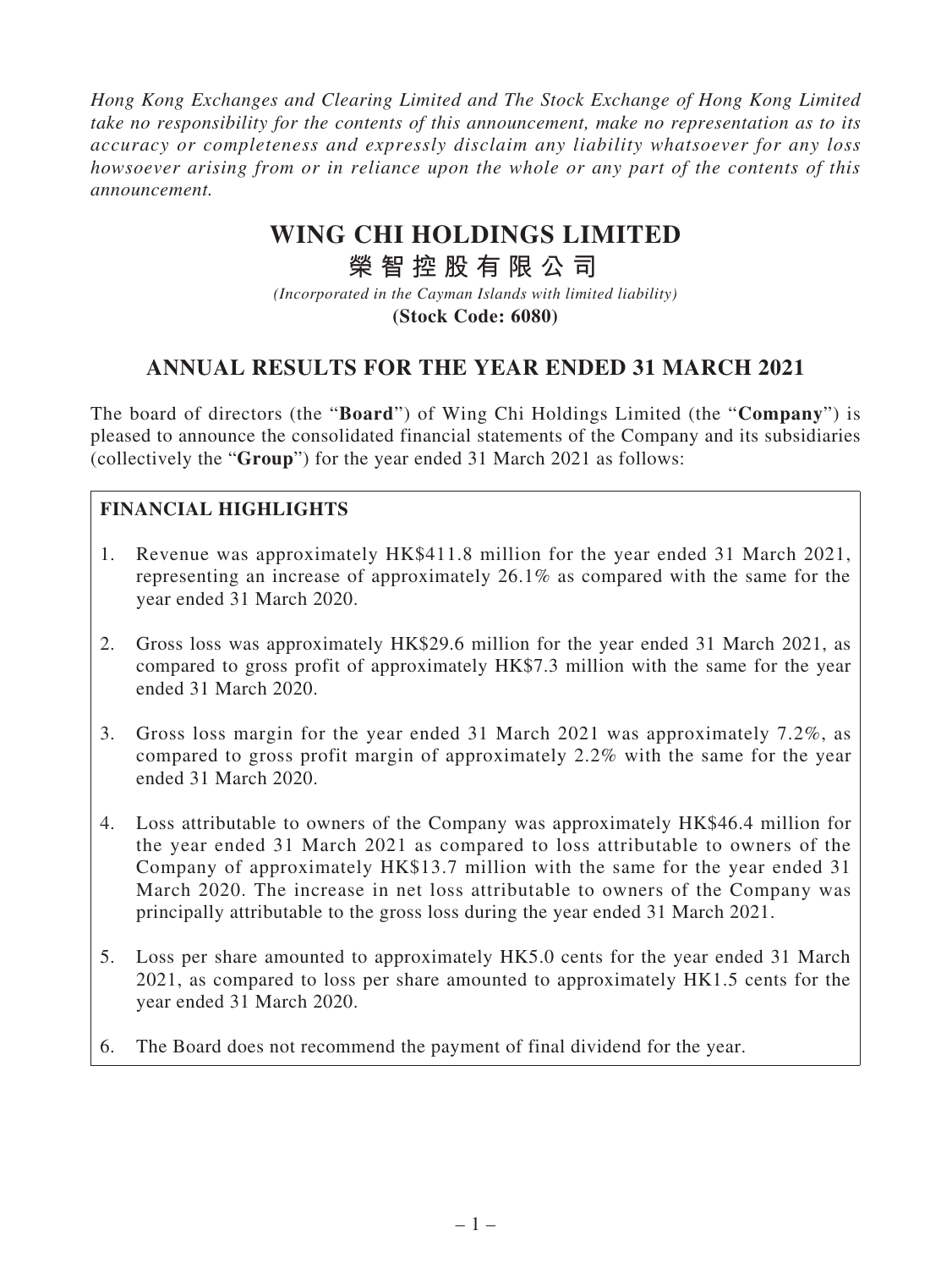*Hong Kong Exchanges and Clearing Limited and The Stock Exchange of Hong Kong Limited take no responsibility for the contents of this announcement, make no representation as to its accuracy or completeness and expressly disclaim any liability whatsoever for any loss howsoever arising from or in reliance upon the whole or any part of the contents of this announcement.*

# WING CHI HOLDINGS LIMITED
# 榮智控股有限公司

*(Incorporated in the Cayman Islands with limited liability)*
**(Stock Code: 6080)**

## ANNUAL RESULTS FOR THE YEAR ENDED 31 MARCH 2021

The board of directors (the "**Board**") of Wing Chi Holdings Limited (the "**Company**") is pleased to announce the consolidated financial statements of the Company and its subsidiaries (collectively the "**Group**") for the year ended 31 March 2021 as follows:

### FINANCIAL HIGHLIGHTS

1. Revenue was approximately HK$411.8 million for the year ended 31 March 2021, representing an increase of approximately 26.1% as compared with the same for the year ended 31 March 2020.
2. Gross loss was approximately HK$29.6 million for the year ended 31 March 2021, as compared to gross profit of approximately HK$7.3 million with the same for the year ended 31 March 2020.
3. Gross loss margin for the year ended 31 March 2021 was approximately 7.2%, as compared to gross profit margin of approximately 2.2% with the same for the year ended 31 March 2020.
4. Loss attributable to owners of the Company was approximately HK$46.4 million for the year ended 31 March 2021 as compared to loss attributable to owners of the Company of approximately HK$13.7 million with the same for the year ended 31 March 2020. The increase in net loss attributable to owners of the Company was principally attributable to the gross loss during the year ended 31 March 2021.
5. Loss per share amounted to approximately HK5.0 cents for the year ended 31 March 2021, as compared to loss per share amounted to approximately HK1.5 cents for the year ended 31 March 2020.
6. The Board does not recommend the payment of final dividend for the year.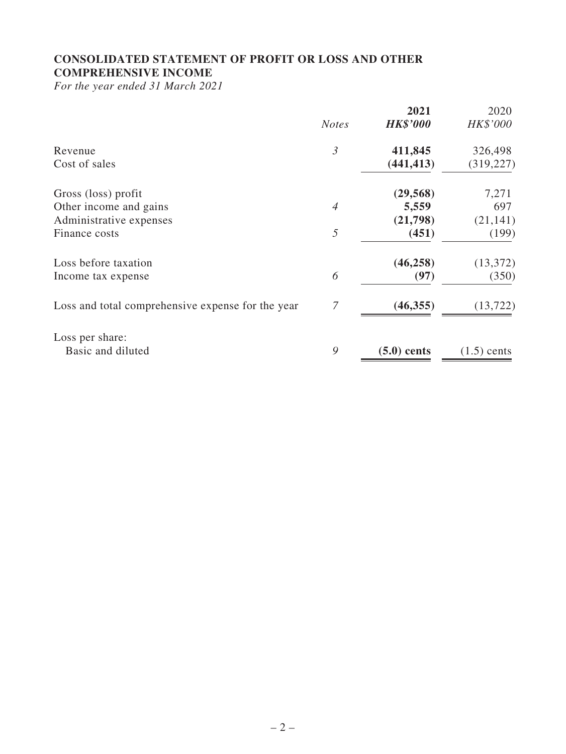## CONSOLIDATED STATEMENT OF PROFIT OR LOSS AND OTHER COMPREHENSIVE INCOME

*For the year ended 31 March 2021*

| | *Notes* | **2021** | 2020 |
|---|---|---|---|
| | | ***HK$'000*** | *HK$'000* |
| Revenue | *3* | **411,845** | 326,498 |
| Cost of sales | | **(441,413)** | (319,227) |
| Gross (loss) profit | | **(29,568)** | 7,271 |
| Other income and gains | *4* | **5,559** | 697 |
| Administrative expenses | | **(21,798)** | (21,141) |
| Finance costs | *5* | **(451)** | (199) |
| Loss before taxation | | **(46,258)** | (13,372) |
| Income tax expense | *6* | **(97)** | (350) |
| Loss and total comprehensive expense for the year | *7* | **(46,355)** | (13,722) |
| Loss per share: | | | |
| Basic and diluted | *9* | **(5.0) cents** | (1.5) cents |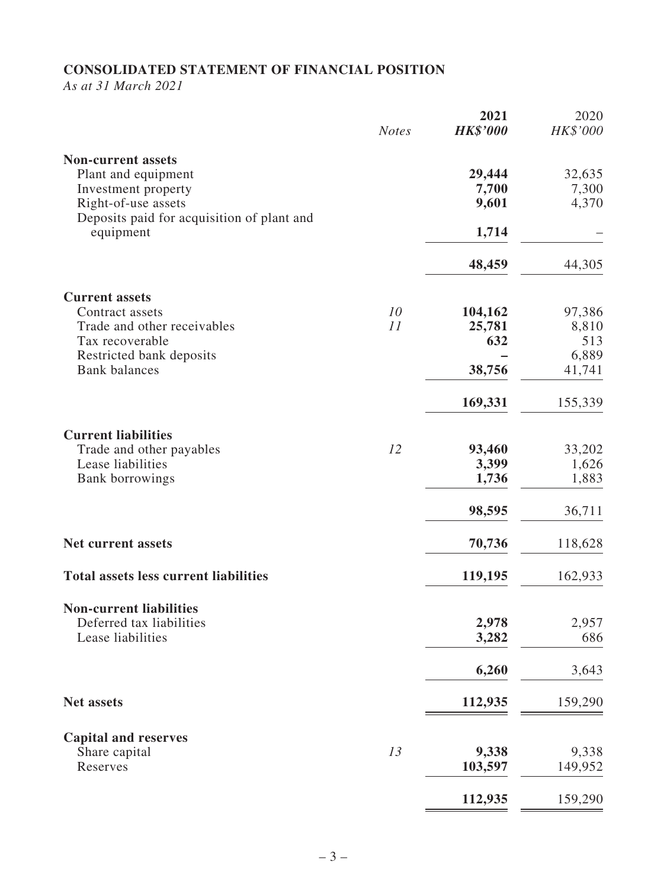# CONSOLIDATED STATEMENT OF FINANCIAL POSITION

*As at 31 March 2021*

| | *Notes* | **2021** | 2020 |
|---|---|---|---|
| | | ***HK$'000*** | *HK$'000* |
| **Non-current assets** | | | |
| Plant and equipment | | **29,444** | 32,635 |
| Investment property | | **7,700** | 7,300 |
| Right-of-use assets | | **9,601** | 4,370 |
| Deposits paid for acquisition of plant and equipment | | **1,714** | – |
| | | **48,459** | 44,305 |
| **Current assets** | | | |
| Contract assets | *10* | **104,162** | 97,386 |
| Trade and other receivables | *11* | **25,781** | 8,810 |
| Tax recoverable | | **632** | 513 |
| Restricted bank deposits | | **–** | 6,889 |
| Bank balances | | **38,756** | 41,741 |
| | | **169,331** | 155,339 |
| **Current liabilities** | | | |
| Trade and other payables | *12* | **93,460** | 33,202 |
| Lease liabilities | | **3,399** | 1,626 |
| Bank borrowings | | **1,736** | 1,883 |
| | | **98,595** | 36,711 |
| **Net current assets** | | **70,736** | 118,628 |
| **Total assets less current liabilities** | | **119,195** | 162,933 |
| **Non-current liabilities** | | | |
| Deferred tax liabilities | | **2,978** | 2,957 |
| Lease liabilities | | **3,282** | 686 |
| | | **6,260** | 3,643 |
| **Net assets** | | **112,935** | 159,290 |
| **Capital and reserves** | | | |
| Share capital | *13* | **9,338** | 9,338 |
| Reserves | | **103,597** | 149,952 |
| | | **112,935** | 159,290 |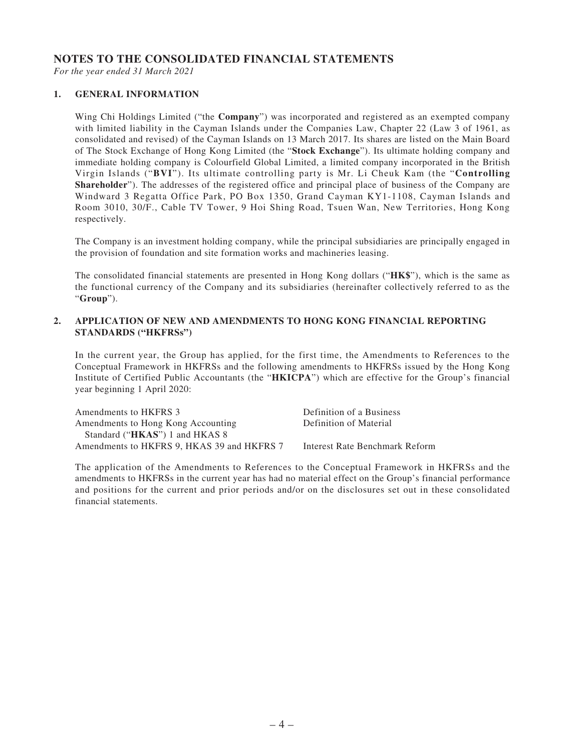# NOTES TO THE CONSOLIDATED FINANCIAL STATEMENTS

*For the year ended 31 March 2021*

## 1. GENERAL INFORMATION

Wing Chi Holdings Limited ("the **Company**") was incorporated and registered as an exempted company with limited liability in the Cayman Islands under the Companies Law, Chapter 22 (Law 3 of 1961, as consolidated and revised) of the Cayman Islands on 13 March 2017. Its shares are listed on the Main Board of The Stock Exchange of Hong Kong Limited (the "**Stock Exchange**"). Its ultimate holding company and immediate holding company is Colourfield Global Limited, a limited company incorporated in the British Virgin Islands ("**BVI**"). Its ultimate controlling party is Mr. Li Cheuk Kam (the "**Controlling Shareholder**"). The addresses of the registered office and principal place of business of the Company are Windward 3 Regatta Office Park, PO Box 1350, Grand Cayman KY1-1108, Cayman Islands and Room 3010, 30/F., Cable TV Tower, 9 Hoi Shing Road, Tsuen Wan, New Territories, Hong Kong respectively.

The Company is an investment holding company, while the principal subsidiaries are principally engaged in the provision of foundation and site formation works and machineries leasing.

The consolidated financial statements are presented in Hong Kong dollars ("**HK$**"), which is the same as the functional currency of the Company and its subsidiaries (hereinafter collectively referred to as the "**Group**").

## 2. APPLICATION OF NEW AND AMENDMENTS TO HONG KONG FINANCIAL REPORTING STANDARDS ("HKFRSs")

In the current year, the Group has applied, for the first time, the Amendments to References to the Conceptual Framework in HKFRSs and the following amendments to HKFRSs issued by the Hong Kong Institute of Certified Public Accountants (the "**HKICPA**") which are effective for the Group's financial year beginning 1 April 2020:

| | |
|---|---|
| Amendments to HKFRS 3 | Definition of a Business |
| Amendments to Hong Kong Accounting Standard ("**HKAS**") 1 and HKAS 8 | Definition of Material |
| Amendments to HKFRS 9, HKAS 39 and HKFRS 7 | Interest Rate Benchmark Reform |

The application of the Amendments to References to the Conceptual Framework in HKFRSs and the amendments to HKFRSs in the current year has had no material effect on the Group's financial performance and positions for the current and prior periods and/or on the disclosures set out in these consolidated financial statements.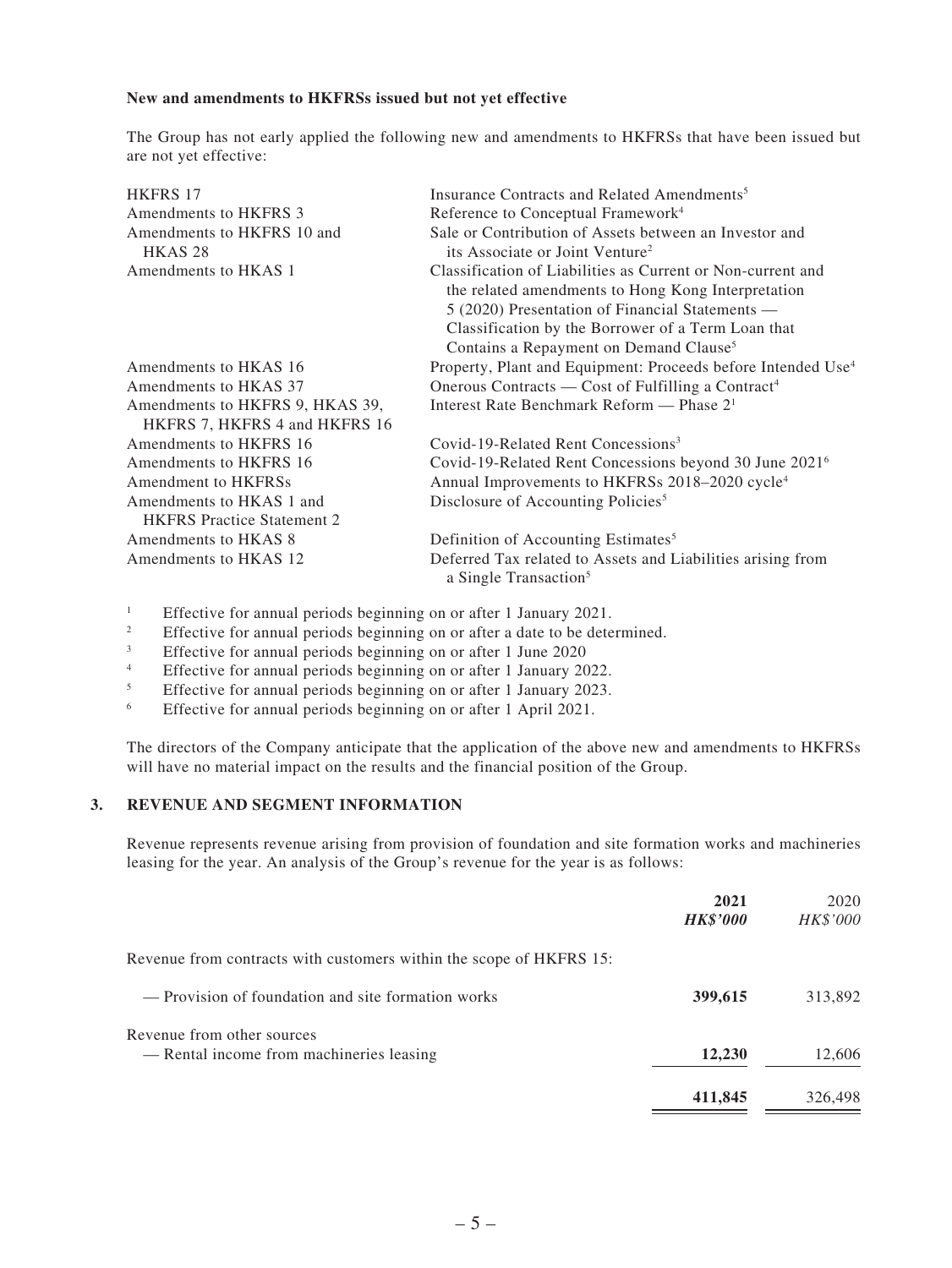**New and amendments to HKFRSs issued but not yet effective**

The Group has not early applied the following new and amendments to HKFRSs that have been issued but are not yet effective:

| | |
|---|---|
| HKFRS 17 | Insurance Contracts and Related Amendments[5] |
| Amendments to HKFRS 3 | Reference to Conceptual Framework[4] |
| Amendments to HKFRS 10 and HKAS 28 | Sale or Contribution of Assets between an Investor and its Associate or Joint Venture[2] |
| Amendments to HKAS 1 | Classification of Liabilities as Current or Non-current and the related amendments to Hong Kong Interpretation 5 (2020) Presentation of Financial Statements — Classification by the Borrower of a Term Loan that Contains a Repayment on Demand Clause[5] |
| Amendments to HKAS 16 | Property, Plant and Equipment: Proceeds before Intended Use[4] |
| Amendments to HKAS 37 | Onerous Contracts — Cost of Fulfilling a Contract[4] |
| Amendments to HKFRS 9, HKAS 39, HKFRS 7, HKFRS 4 and HKFRS 16 | Interest Rate Benchmark Reform — Phase 2[1] |
| Amendments to HKFRS 16 | Covid-19-Related Rent Concessions[3] |
| Amendments to HKFRS 16 | Covid-19-Related Rent Concessions beyond 30 June 2021[6] |
| Amendment to HKFRSs | Annual Improvements to HKFRSs 2018–2020 cycle[4] |
| Amendments to HKAS 1 and HKFRS Practice Statement 2 | Disclosure of Accounting Policies[5] |
| Amendments to HKAS 8 | Definition of Accounting Estimates[5] |
| Amendments to HKAS 12 | Deferred Tax related to Assets and Liabilities arising from a Single Transaction[5] |

[1] Effective for annual periods beginning on or after 1 January 2021.
[2] Effective for annual periods beginning on or after a date to be determined.
[3] Effective for annual periods beginning on or after 1 June 2020
[4] Effective for annual periods beginning on or after 1 January 2022.
[5] Effective for annual periods beginning on or after 1 January 2023.
[6] Effective for annual periods beginning on or after 1 April 2021.

The directors of the Company anticipate that the application of the above new and amendments to HKFRSs will have no material impact on the results and the financial position of the Group.

## 3. REVENUE AND SEGMENT INFORMATION

Revenue represents revenue arising from provision of foundation and site formation works and machineries leasing for the year. An analysis of the Group's revenue for the year is as follows:

| | **2021** *HK$'000* | 2020 *HK$'000* |
|---|---|---|
| Revenue from contracts with customers within the scope of HKFRS 15: | | |
| — Provision of foundation and site formation works | **399,615** | 313,892 |
| Revenue from other sources | | |
| — Rental income from machineries leasing | **12,230** | 12,606 |
| | **411,845** | 326,498 |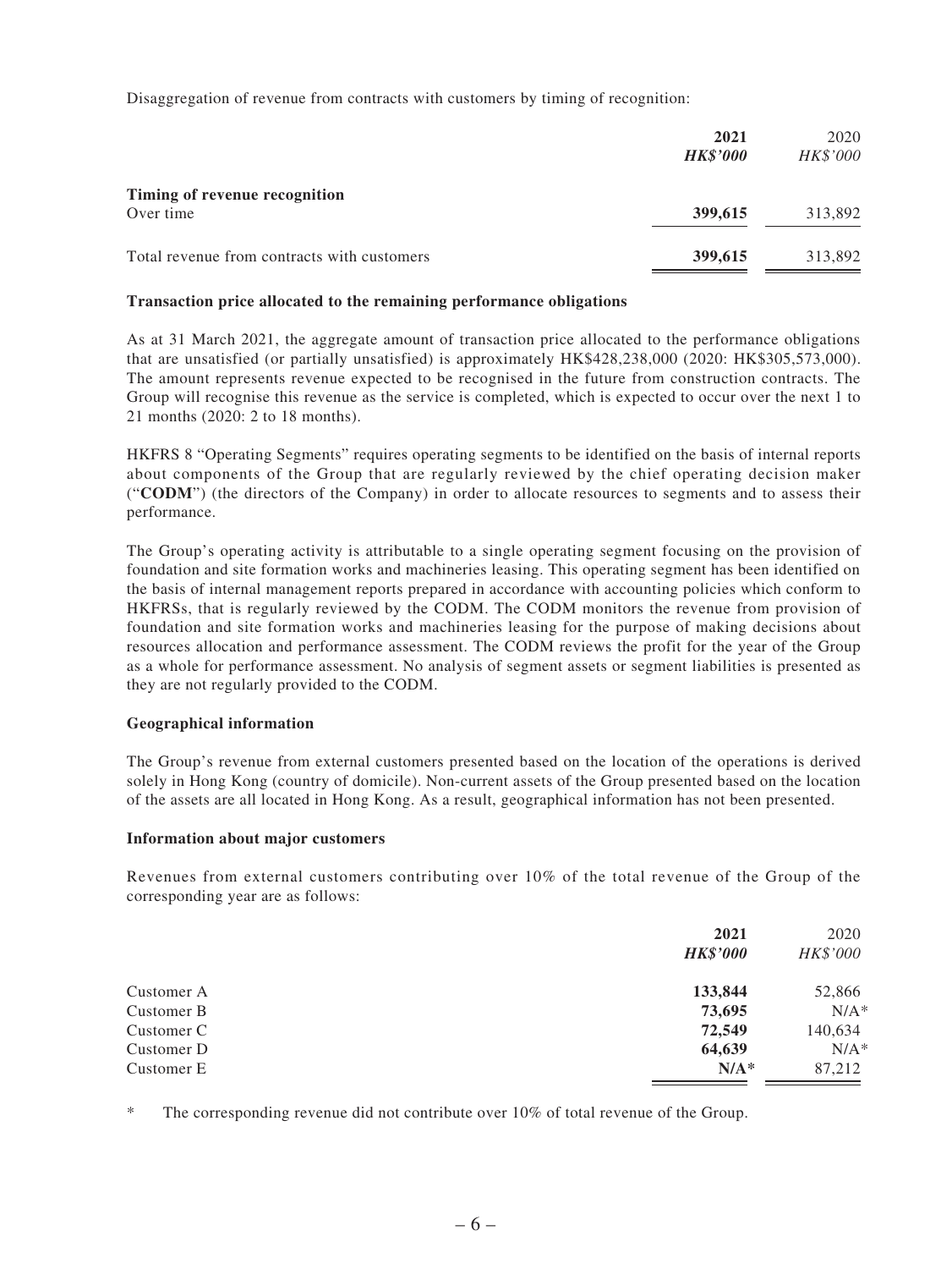Disaggregation of revenue from contracts with customers by timing of recognition:

| | 2021 *HK$'000* | 2020 *HK$'000* |
|---|---|---|
| **Timing of revenue recognition** | | |
| Over time | **399,615** | 313,892 |
| Total revenue from contracts with customers | **399,615** | 313,892 |

**Transaction price allocated to the remaining performance obligations**

As at 31 March 2021, the aggregate amount of transaction price allocated to the performance obligations that are unsatisfied (or partially unsatisfied) is approximately HK$428,238,000 (2020: HK$305,573,000). The amount represents revenue expected to be recognised in the future from construction contracts. The Group will recognise this revenue as the service is completed, which is expected to occur over the next 1 to 21 months (2020: 2 to 18 months).

HKFRS 8 "Operating Segments" requires operating segments to be identified on the basis of internal reports about components of the Group that are regularly reviewed by the chief operating decision maker ("**CODM**") (the directors of the Company) in order to allocate resources to segments and to assess their performance.

The Group's operating activity is attributable to a single operating segment focusing on the provision of foundation and site formation works and machineries leasing. This operating segment has been identified on the basis of internal management reports prepared in accordance with accounting policies which conform to HKFRSs, that is regularly reviewed by the CODM. The CODM monitors the revenue from provision of foundation and site formation works and machineries leasing for the purpose of making decisions about resources allocation and performance assessment. The CODM reviews the profit for the year of the Group as a whole for performance assessment. No analysis of segment assets or segment liabilities is presented as they are not regularly provided to the CODM.

**Geographical information**

The Group's revenue from external customers presented based on the location of the operations is derived solely in Hong Kong (country of domicile). Non-current assets of the Group presented based on the location of the assets are all located in Hong Kong. As a result, geographical information has not been presented.

**Information about major customers**

Revenues from external customers contributing over 10% of the total revenue of the Group of the corresponding year are as follows:

| | 2021 *HK$'000* | 2020 *HK$'000* |
|---|---|---|
| Customer A | **133,844** | 52,866 |
| Customer B | **73,695** | N/A* |
| Customer C | **72,549** | 140,634 |
| Customer D | **64,639** | N/A* |
| Customer E | **N/A*** | 87,212 |

\* The corresponding revenue did not contribute over 10% of total revenue of the Group.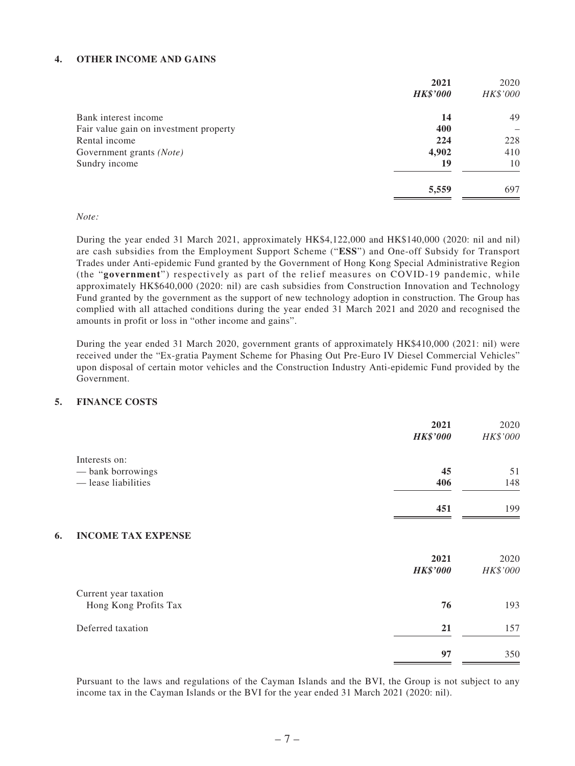## 4. OTHER INCOME AND GAINS

| | **2021** | 2020 |
|---|---|---|
| | ***HK$'000*** | *HK$'000* |
| Bank interest income | **14** | 49 |
| Fair value gain on investment property | **400** | – |
| Rental income | **224** | 228 |
| Government grants *(Note)* | **4,902** | 410 |
| Sundry income | **19** | 10 |
| | **5,559** | 697 |

*Note:*

During the year ended 31 March 2021, approximately HK$4,122,000 and HK$140,000 (2020: nil and nil) are cash subsidies from the Employment Support Scheme ("**ESS**") and One-off Subsidy for Transport Trades under Anti-epidemic Fund granted by the Government of Hong Kong Special Administrative Region (the "**government**") respectively as part of the relief measures on COVID-19 pandemic, while approximately HK$640,000 (2020: nil) are cash subsidies from Construction Innovation and Technology Fund granted by the government as the support of new technology adoption in construction. The Group has complied with all attached conditions during the year ended 31 March 2021 and 2020 and recognised the amounts in profit or loss in "other income and gains".

During the year ended 31 March 2020, government grants of approximately HK$410,000 (2021: nil) were received under the "Ex-gratia Payment Scheme for Phasing Out Pre-Euro IV Diesel Commercial Vehicles" upon disposal of certain motor vehicles and the Construction Industry Anti-epidemic Fund provided by the Government.

## 5. FINANCE COSTS

| | **2021** | 2020 |
|---|---|---|
| | ***HK$'000*** | *HK$'000* |
| Interests on: | | |
| — bank borrowings | **45** | 51 |
| — lease liabilities | **406** | 148 |
| | **451** | 199 |

## 6. INCOME TAX EXPENSE

| | **2021** | 2020 |
|---|---|---|
| | ***HK$'000*** | *HK$'000* |
| Current year taxation | | |
| Hong Kong Profits Tax | **76** | 193 |
| Deferred taxation | **21** | 157 |
| | **97** | 350 |

Pursuant to the laws and regulations of the Cayman Islands and the BVI, the Group is not subject to any income tax in the Cayman Islands or the BVI for the year ended 31 March 2021 (2020: nil).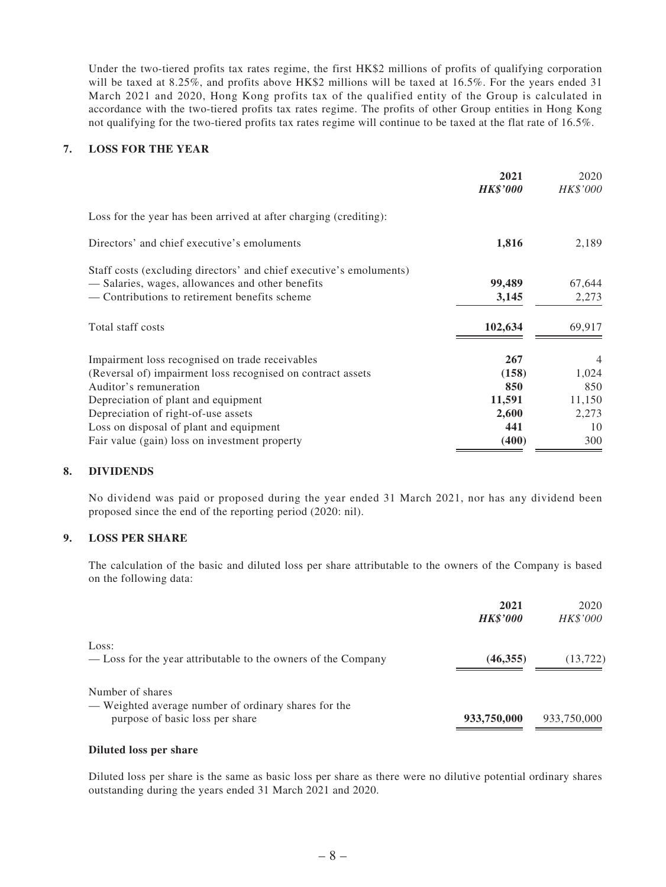Under the two-tiered profits tax rates regime, the first HK$2 millions of profits of qualifying corporation will be taxed at 8.25%, and profits above HK$2 millions will be taxed at 16.5%. For the years ended 31 March 2021 and 2020, Hong Kong profits tax of the qualified entity of the Group is calculated in accordance with the two-tiered profits tax rates regime. The profits of other Group entities in Hong Kong not qualifying for the two-tiered profits tax rates regime will continue to be taxed at the flat rate of 16.5%.

## 7. LOSS FOR THE YEAR

| | **2021** | 2020 |
|---|---|---|
| | ***HK$'000*** | *HK$'000* |
| Loss for the year has been arrived at after charging (crediting): | | |
| Directors' and chief executive's emoluments | **1,816** | 2,189 |
| Staff costs (excluding directors' and chief executive's emoluments) | | |
| — Salaries, wages, allowances and other benefits | **99,489** | 67,644 |
| — Contributions to retirement benefits scheme | **3,145** | 2,273 |
| Total staff costs | **102,634** | 69,917 |
| Impairment loss recognised on trade receivables | **267** | 4 |
| (Reversal of) impairment loss recognised on contract assets | **(158)** | 1,024 |
| Auditor's remuneration | **850** | 850 |
| Depreciation of plant and equipment | **11,591** | 11,150 |
| Depreciation of right-of-use assets | **2,600** | 2,273 |
| Loss on disposal of plant and equipment | **441** | 10 |
| Fair value (gain) loss on investment property | **(400)** | 300 |

## 8. DIVIDENDS

No dividend was paid or proposed during the year ended 31 March 2021, nor has any dividend been proposed since the end of the reporting period (2020: nil).

## 9. LOSS PER SHARE

The calculation of the basic and diluted loss per share attributable to the owners of the Company is based on the following data:

| | **2021** | 2020 |
|---|---|---|
| | ***HK$'000*** | *HK$'000* |
| Loss: | | |
| — Loss for the year attributable to the owners of the Company | **(46,355)** | (13,722) |
| Number of shares | | |
| — Weighted average number of ordinary shares for the purpose of basic loss per share | **933,750,000** | 933,750,000 |

**Diluted loss per share**

Diluted loss per share is the same as basic loss per share as there were no dilutive potential ordinary shares outstanding during the years ended 31 March 2021 and 2020.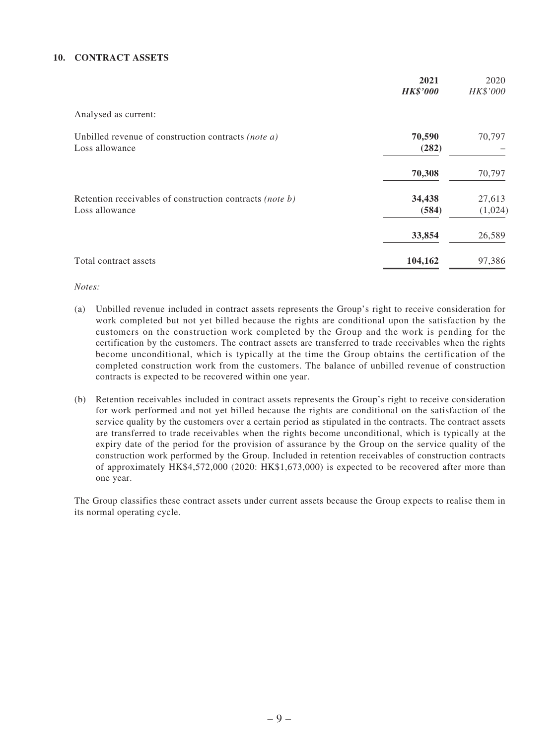## 10. CONTRACT ASSETS

| | **2021** | 2020 |
|---|---|---|
| | ***HK$'000*** | *HK$'000* |
| Analysed as current: | | |
| Unbilled revenue of construction contracts *(note a)* | **70,590** | 70,797 |
| Loss allowance | **(282)** | – |
| | **70,308** | 70,797 |
| Retention receivables of construction contracts *(note b)* | **34,438** | 27,613 |
| Loss allowance | **(584)** | (1,024) |
| | **33,854** | 26,589 |
| Total contract assets | **104,162** | 97,386 |

*Notes:*

(a) Unbilled revenue included in contract assets represents the Group's right to receive consideration for work completed but not yet billed because the rights are conditional upon the satisfaction by the customers on the construction work completed by the Group and the work is pending for the certification by the customers. The contract assets are transferred to trade receivables when the rights become unconditional, which is typically at the time the Group obtains the certification of the completed construction work from the customers. The balance of unbilled revenue of construction contracts is expected to be recovered within one year.

(b) Retention receivables included in contract assets represents the Group's right to receive consideration for work performed and not yet billed because the rights are conditional on the satisfaction of the service quality by the customers over a certain period as stipulated in the contracts. The contract assets are transferred to trade receivables when the rights become unconditional, which is typically at the expiry date of the period for the provision of assurance by the Group on the service quality of the construction work performed by the Group. Included in retention receivables of construction contracts of approximately HK$4,572,000 (2020: HK$1,673,000) is expected to be recovered after more than one year.

The Group classifies these contract assets under current assets because the Group expects to realise them in its normal operating cycle.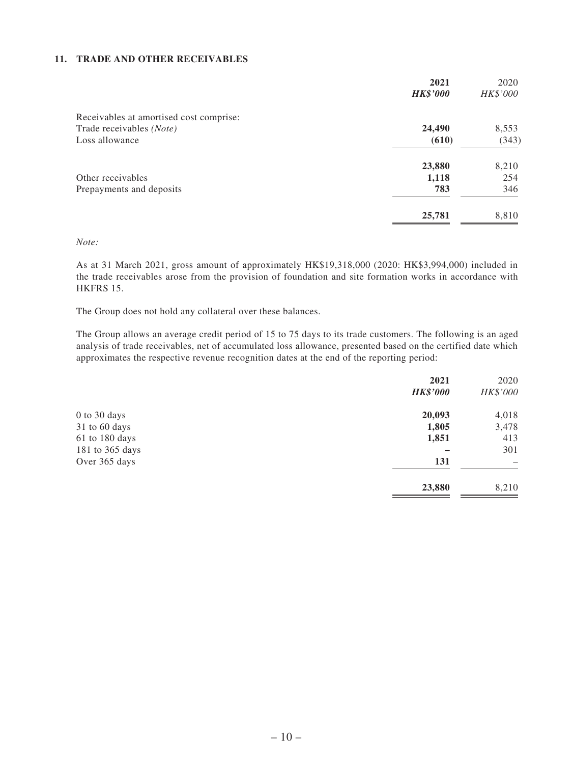## 11. TRADE AND OTHER RECEIVABLES

| | 2021 | 2020 |
|---|---|---|
| | ***HK$'000*** | *HK$'000* |
| Receivables at amortised cost comprise: | | |
| Trade receivables *(Note)* | **24,490** | 8,553 |
| Loss allowance | **(610)** | (343) |
| | **23,880** | 8,210 |
| Other receivables | **1,118** | 254 |
| Prepayments and deposits | **783** | 346 |
| | **25,781** | 8,810 |

*Note:*

As at 31 March 2021, gross amount of approximately HK$19,318,000 (2020: HK$3,994,000) included in the trade receivables arose from the provision of foundation and site formation works in accordance with HKFRS 15.

The Group does not hold any collateral over these balances.

The Group allows an average credit period of 15 to 75 days to its trade customers. The following is an aged analysis of trade receivables, net of accumulated loss allowance, presented based on the certified date which approximates the respective revenue recognition dates at the end of the reporting period:

| | 2021 | 2020 |
|---|---|---|
| | ***HK$'000*** | *HK$'000* |
| 0 to 30 days | **20,093** | 4,018 |
| 31 to 60 days | **1,805** | 3,478 |
| 61 to 180 days | **1,851** | 413 |
| 181 to 365 days | **–** | 301 |
| Over 365 days | **131** | – |
| | **23,880** | 8,210 |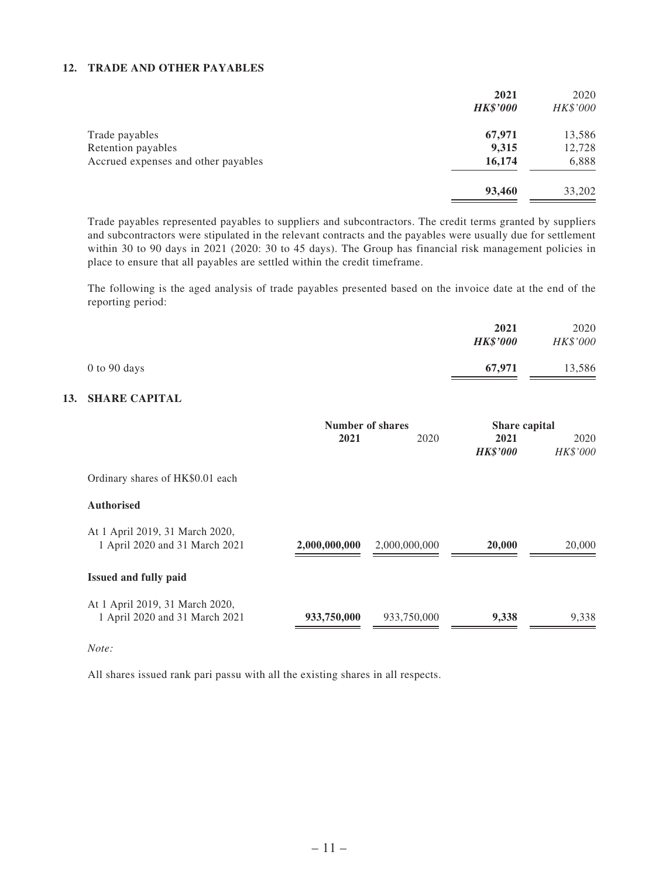## 12. TRADE AND OTHER PAYABLES

| | 2021 | 2020 |
|---|---|---|
| | ***HK$'000*** | *HK$'000* |
| Trade payables | **67,971** | 13,586 |
| Retention payables | **9,315** | 12,728 |
| Accrued expenses and other payables | **16,174** | 6,888 |
| | **93,460** | 33,202 |

Trade payables represented payables to suppliers and subcontractors. The credit terms granted by suppliers and subcontractors were stipulated in the relevant contracts and the payables were usually due for settlement within 30 to 90 days in 2021 (2020: 30 to 45 days). The Group has financial risk management policies in place to ensure that all payables are settled within the credit timeframe.

The following is the aged analysis of trade payables presented based on the invoice date at the end of the reporting period:

| | 2021 | 2020 |
|---|---|---|
| | ***HK$'000*** | *HK$'000* |
| 0 to 90 days | **67,971** | 13,586 |

## 13. SHARE CAPITAL

| | Number of shares | | Share capital | |
|---|---|---|---|---|
| | 2021 | 2020 | 2021 | 2020 |
| | | | ***HK$'000*** | *HK$'000* |
| Ordinary shares of HK$0.01 each | | | | |
| **Authorised** | | | | |
| At 1 April 2019, 31 March 2020, 1 April 2020 and 31 March 2021 | **2,000,000,000** | 2,000,000,000 | **20,000** | 20,000 |
| **Issued and fully paid** | | | | |
| At 1 April 2019, 31 March 2020, 1 April 2020 and 31 March 2021 | **933,750,000** | 933,750,000 | **9,338** | 9,338 |

*Note:*

All shares issued rank pari passu with all the existing shares in all respects.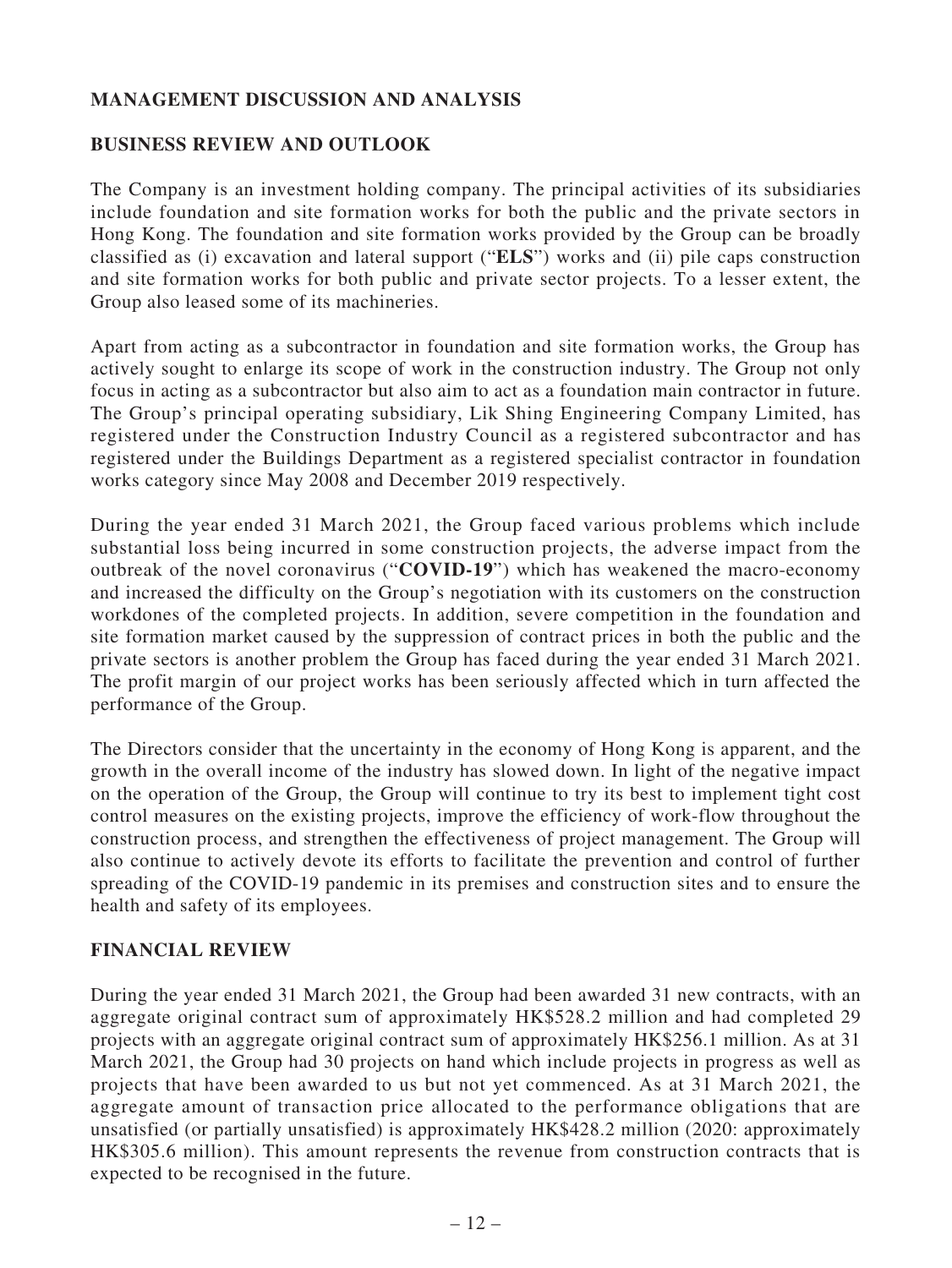## MANAGEMENT DISCUSSION AND ANALYSIS

### BUSINESS REVIEW AND OUTLOOK

The Company is an investment holding company. The principal activities of its subsidiaries include foundation and site formation works for both the public and the private sectors in Hong Kong. The foundation and site formation works provided by the Group can be broadly classified as (i) excavation and lateral support ("**ELS**") works and (ii) pile caps construction and site formation works for both public and private sector projects. To a lesser extent, the Group also leased some of its machineries.

Apart from acting as a subcontractor in foundation and site formation works, the Group has actively sought to enlarge its scope of work in the construction industry. The Group not only focus in acting as a subcontractor but also aim to act as a foundation main contractor in future. The Group's principal operating subsidiary, Lik Shing Engineering Company Limited, has registered under the Construction Industry Council as a registered subcontractor and has registered under the Buildings Department as a registered specialist contractor in foundation works category since May 2008 and December 2019 respectively.

During the year ended 31 March 2021, the Group faced various problems which include substantial loss being incurred in some construction projects, the adverse impact from the outbreak of the novel coronavirus ("**COVID-19**") which has weakened the macro-economy and increased the difficulty on the Group's negotiation with its customers on the construction workdones of the completed projects. In addition, severe competition in the foundation and site formation market caused by the suppression of contract prices in both the public and the private sectors is another problem the Group has faced during the year ended 31 March 2021. The profit margin of our project works has been seriously affected which in turn affected the performance of the Group.

The Directors consider that the uncertainty in the economy of Hong Kong is apparent, and the growth in the overall income of the industry has slowed down. In light of the negative impact on the operation of the Group, the Group will continue to try its best to implement tight cost control measures on the existing projects, improve the efficiency of work-flow throughout the construction process, and strengthen the effectiveness of project management. The Group will also continue to actively devote its efforts to facilitate the prevention and control of further spreading of the COVID-19 pandemic in its premises and construction sites and to ensure the health and safety of its employees.

### FINANCIAL REVIEW

During the year ended 31 March 2021, the Group had been awarded 31 new contracts, with an aggregate original contract sum of approximately HK$528.2 million and had completed 29 projects with an aggregate original contract sum of approximately HK$256.1 million. As at 31 March 2021, the Group had 30 projects on hand which include projects in progress as well as projects that have been awarded to us but not yet commenced. As at 31 March 2021, the aggregate amount of transaction price allocated to the performance obligations that are unsatisfied (or partially unsatisfied) is approximately HK$428.2 million (2020: approximately HK$305.6 million). This amount represents the revenue from construction contracts that is expected to be recognised in the future.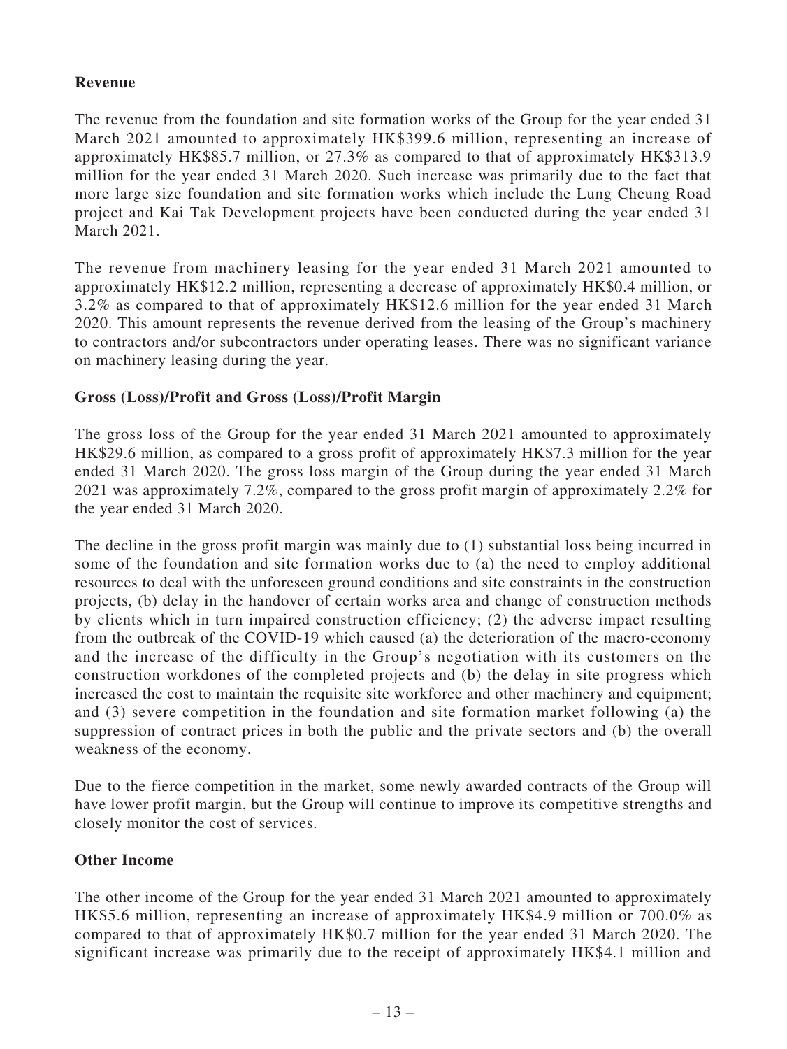**Revenue**

The revenue from the foundation and site formation works of the Group for the year ended 31 March 2021 amounted to approximately HK$399.6 million, representing an increase of approximately HK$85.7 million, or 27.3% as compared to that of approximately HK$313.9 million for the year ended 31 March 2020. Such increase was primarily due to the fact that more large size foundation and site formation works which include the Lung Cheung Road project and Kai Tak Development projects have been conducted during the year ended 31 March 2021.

The revenue from machinery leasing for the year ended 31 March 2021 amounted to approximately HK$12.2 million, representing a decrease of approximately HK$0.4 million, or 3.2% as compared to that of approximately HK$12.6 million for the year ended 31 March 2020. This amount represents the revenue derived from the leasing of the Group's machinery to contractors and/or subcontractors under operating leases. There was no significant variance on machinery leasing during the year.

**Gross (Loss)/Profit and Gross (Loss)/Profit Margin**

The gross loss of the Group for the year ended 31 March 2021 amounted to approximately HK$29.6 million, as compared to a gross profit of approximately HK$7.3 million for the year ended 31 March 2020. The gross loss margin of the Group during the year ended 31 March 2021 was approximately 7.2%, compared to the gross profit margin of approximately 2.2% for the year ended 31 March 2020.

The decline in the gross profit margin was mainly due to (1) substantial loss being incurred in some of the foundation and site formation works due to (a) the need to employ additional resources to deal with the unforeseen ground conditions and site constraints in the construction projects, (b) delay in the handover of certain works area and change of construction methods by clients which in turn impaired construction efficiency; (2) the adverse impact resulting from the outbreak of the COVID-19 which caused (a) the deterioration of the macro-economy and the increase of the difficulty in the Group's negotiation with its customers on the construction workdones of the completed projects and (b) the delay in site progress which increased the cost to maintain the requisite site workforce and other machinery and equipment; and (3) severe competition in the foundation and site formation market following (a) the suppression of contract prices in both the public and the private sectors and (b) the overall weakness of the economy.

Due to the fierce competition in the market, some newly awarded contracts of the Group will have lower profit margin, but the Group will continue to improve its competitive strengths and closely monitor the cost of services.

**Other Income**

The other income of the Group for the year ended 31 March 2021 amounted to approximately HK$5.6 million, representing an increase of approximately HK$4.9 million or 700.0% as compared to that of approximately HK$0.7 million for the year ended 31 March 2020. The significant increase was primarily due to the receipt of approximately HK$4.1 million and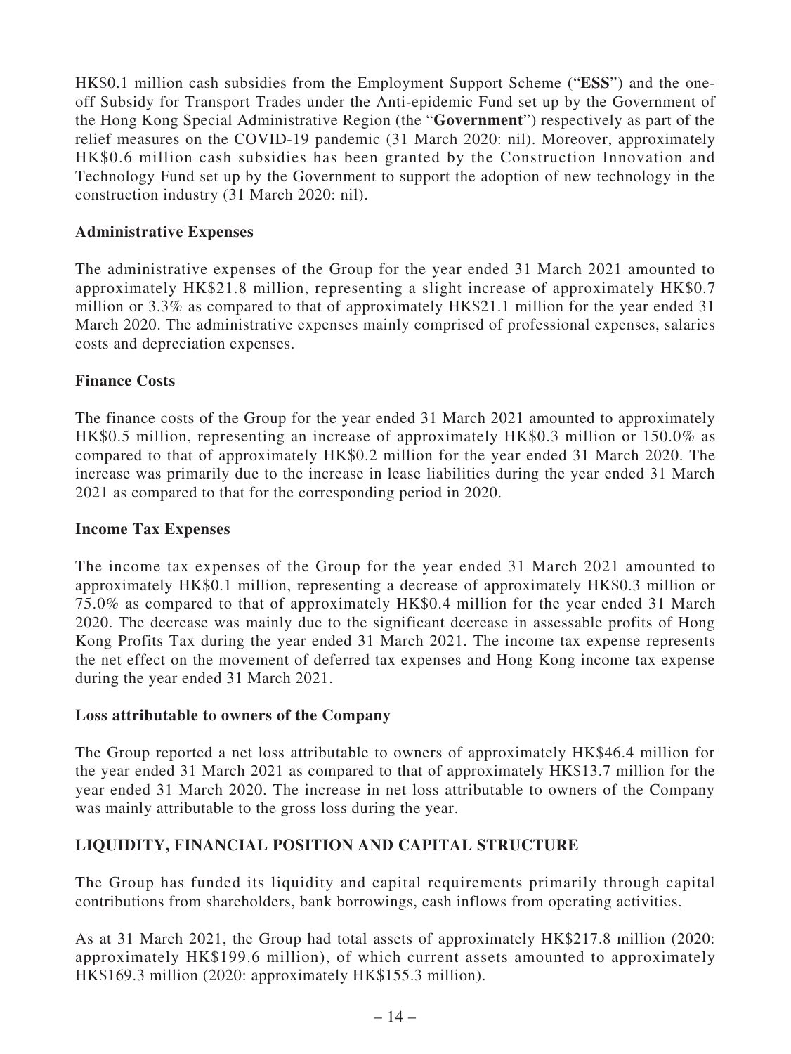HK$0.1 million cash subsidies from the Employment Support Scheme ("**ESS**") and the one-off Subsidy for Transport Trades under the Anti-epidemic Fund set up by the Government of the Hong Kong Special Administrative Region (the "**Government**") respectively as part of the relief measures on the COVID-19 pandemic (31 March 2020: nil). Moreover, approximately HK$0.6 million cash subsidies has been granted by the Construction Innovation and Technology Fund set up by the Government to support the adoption of new technology in the construction industry (31 March 2020: nil).

**Administrative Expenses**

The administrative expenses of the Group for the year ended 31 March 2021 amounted to approximately HK$21.8 million, representing a slight increase of approximately HK$0.7 million or 3.3% as compared to that of approximately HK$21.1 million for the year ended 31 March 2020. The administrative expenses mainly comprised of professional expenses, salaries costs and depreciation expenses.

**Finance Costs**

The finance costs of the Group for the year ended 31 March 2021 amounted to approximately HK$0.5 million, representing an increase of approximately HK$0.3 million or 150.0% as compared to that of approximately HK$0.2 million for the year ended 31 March 2020. The increase was primarily due to the increase in lease liabilities during the year ended 31 March 2021 as compared to that for the corresponding period in 2020.

**Income Tax Expenses**

The income tax expenses of the Group for the year ended 31 March 2021 amounted to approximately HK$0.1 million, representing a decrease of approximately HK$0.3 million or 75.0% as compared to that of approximately HK$0.4 million for the year ended 31 March 2020. The decrease was mainly due to the significant decrease in assessable profits of Hong Kong Profits Tax during the year ended 31 March 2021. The income tax expense represents the net effect on the movement of deferred tax expenses and Hong Kong income tax expense during the year ended 31 March 2021.

**Loss attributable to owners of the Company**

The Group reported a net loss attributable to owners of approximately HK$46.4 million for the year ended 31 March 2021 as compared to that of approximately HK$13.7 million for the year ended 31 March 2020. The increase in net loss attributable to owners of the Company was mainly attributable to the gross loss during the year.

## LIQUIDITY, FINANCIAL POSITION AND CAPITAL STRUCTURE

The Group has funded its liquidity and capital requirements primarily through capital contributions from shareholders, bank borrowings, cash inflows from operating activities.

As at 31 March 2021, the Group had total assets of approximately HK$217.8 million (2020: approximately HK$199.6 million), of which current assets amounted to approximately HK$169.3 million (2020: approximately HK$155.3 million).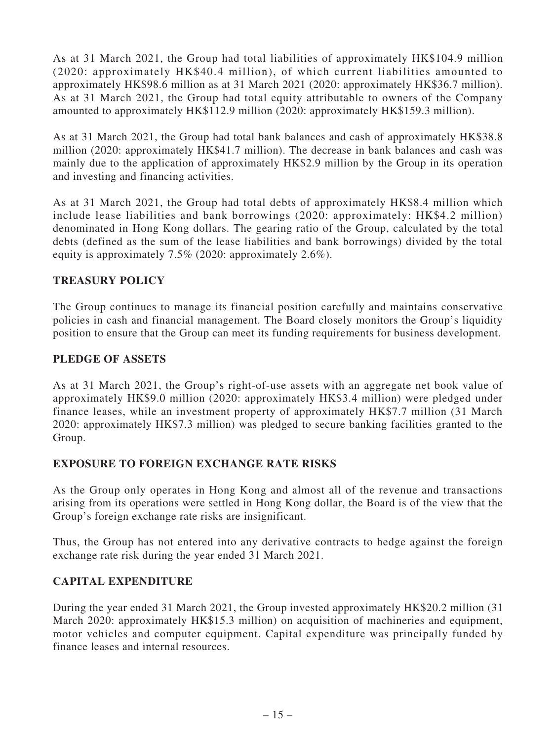As at 31 March 2021, the Group had total liabilities of approximately HK$104.9 million (2020: approximately HK$40.4 million), of which current liabilities amounted to approximately HK$98.6 million as at 31 March 2021 (2020: approximately HK$36.7 million). As at 31 March 2021, the Group had total equity attributable to owners of the Company amounted to approximately HK$112.9 million (2020: approximately HK$159.3 million).

As at 31 March 2021, the Group had total bank balances and cash of approximately HK$38.8 million (2020: approximately HK$41.7 million). The decrease in bank balances and cash was mainly due to the application of approximately HK$2.9 million by the Group in its operation and investing and financing activities.

As at 31 March 2021, the Group had total debts of approximately HK$8.4 million which include lease liabilities and bank borrowings (2020: approximately: HK$4.2 million) denominated in Hong Kong dollars. The gearing ratio of the Group, calculated by the total debts (defined as the sum of the lease liabilities and bank borrowings) divided by the total equity is approximately 7.5% (2020: approximately 2.6%).

## TREASURY POLICY

The Group continues to manage its financial position carefully and maintains conservative policies in cash and financial management. The Board closely monitors the Group's liquidity position to ensure that the Group can meet its funding requirements for business development.

## PLEDGE OF ASSETS

As at 31 March 2021, the Group's right-of-use assets with an aggregate net book value of approximately HK$9.0 million (2020: approximately HK$3.4 million) were pledged under finance leases, while an investment property of approximately HK$7.7 million (31 March 2020: approximately HK$7.3 million) was pledged to secure banking facilities granted to the Group.

## EXPOSURE TO FOREIGN EXCHANGE RATE RISKS

As the Group only operates in Hong Kong and almost all of the revenue and transactions arising from its operations were settled in Hong Kong dollar, the Board is of the view that the Group's foreign exchange rate risks are insignificant.

Thus, the Group has not entered into any derivative contracts to hedge against the foreign exchange rate risk during the year ended 31 March 2021.

## CAPITAL EXPENDITURE

During the year ended 31 March 2021, the Group invested approximately HK$20.2 million (31 March 2020: approximately HK$15.3 million) on acquisition of machineries and equipment, motor vehicles and computer equipment. Capital expenditure was principally funded by finance leases and internal resources.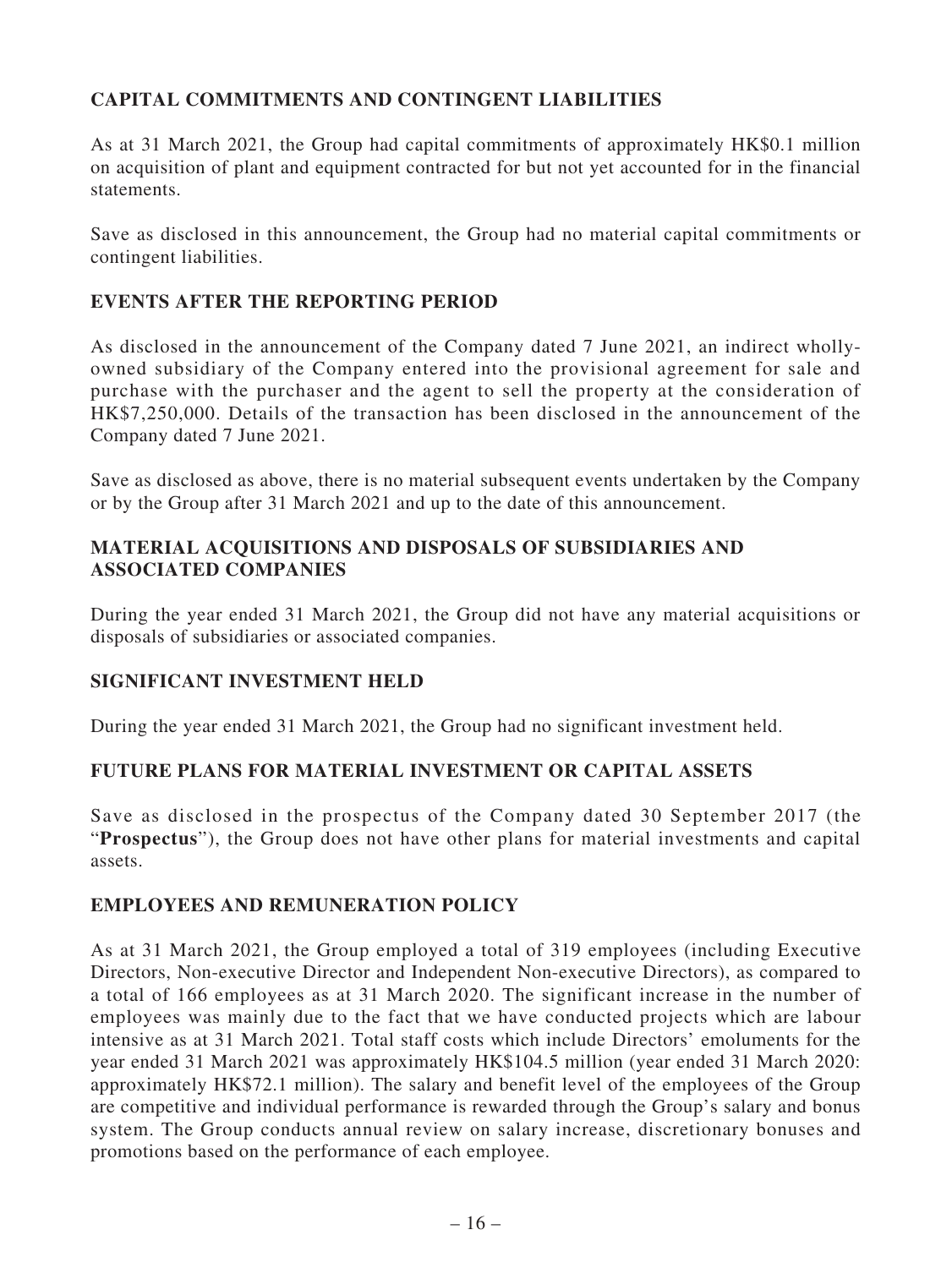## CAPITAL COMMITMENTS AND CONTINGENT LIABILITIES

As at 31 March 2021, the Group had capital commitments of approximately HK$0.1 million on acquisition of plant and equipment contracted for but not yet accounted for in the financial statements.

Save as disclosed in this announcement, the Group had no material capital commitments or contingent liabilities.

## EVENTS AFTER THE REPORTING PERIOD

As disclosed in the announcement of the Company dated 7 June 2021, an indirect wholly-owned subsidiary of the Company entered into the provisional agreement for sale and purchase with the purchaser and the agent to sell the property at the consideration of HK$7,250,000. Details of the transaction has been disclosed in the announcement of the Company dated 7 June 2021.

Save as disclosed as above, there is no material subsequent events undertaken by the Company or by the Group after 31 March 2021 and up to the date of this announcement.

## MATERIAL ACQUISITIONS AND DISPOSALS OF SUBSIDIARIES AND ASSOCIATED COMPANIES

During the year ended 31 March 2021, the Group did not have any material acquisitions or disposals of subsidiaries or associated companies.

## SIGNIFICANT INVESTMENT HELD

During the year ended 31 March 2021, the Group had no significant investment held.

## FUTURE PLANS FOR MATERIAL INVESTMENT OR CAPITAL ASSETS

Save as disclosed in the prospectus of the Company dated 30 September 2017 (the "**Prospectus**"), the Group does not have other plans for material investments and capital assets.

## EMPLOYEES AND REMUNERATION POLICY

As at 31 March 2021, the Group employed a total of 319 employees (including Executive Directors, Non-executive Director and Independent Non-executive Directors), as compared to a total of 166 employees as at 31 March 2020. The significant increase in the number of employees was mainly due to the fact that we have conducted projects which are labour intensive as at 31 March 2021. Total staff costs which include Directors' emoluments for the year ended 31 March 2021 was approximately HK$104.5 million (year ended 31 March 2020: approximately HK$72.1 million). The salary and benefit level of the employees of the Group are competitive and individual performance is rewarded through the Group's salary and bonus system. The Group conducts annual review on salary increase, discretionary bonuses and promotions based on the performance of each employee.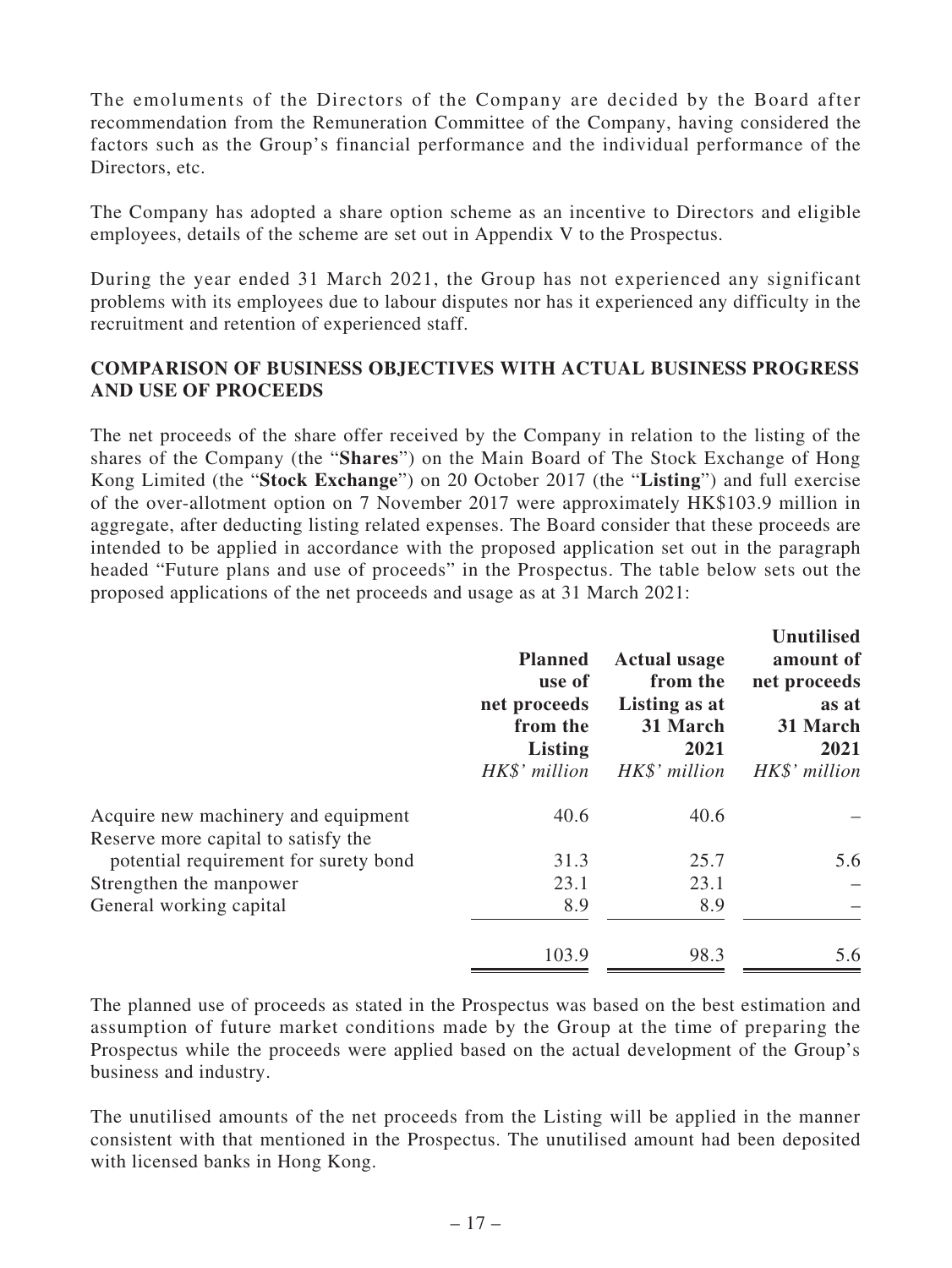The emoluments of the Directors of the Company are decided by the Board after recommendation from the Remuneration Committee of the Company, having considered the factors such as the Group's financial performance and the individual performance of the Directors, etc.

The Company has adopted a share option scheme as an incentive to Directors and eligible employees, details of the scheme are set out in Appendix V to the Prospectus.

During the year ended 31 March 2021, the Group has not experienced any significant problems with its employees due to labour disputes nor has it experienced any difficulty in the recruitment and retention of experienced staff.

## COMPARISON OF BUSINESS OBJECTIVES WITH ACTUAL BUSINESS PROGRESS AND USE OF PROCEEDS

The net proceeds of the share offer received by the Company in relation to the listing of the shares of the Company (the "**Shares**") on the Main Board of The Stock Exchange of Hong Kong Limited (the "**Stock Exchange**") on 20 October 2017 (the "**Listing**") and full exercise of the over-allotment option on 7 November 2017 were approximately HK$103.9 million in aggregate, after deducting listing related expenses. The Board consider that these proceeds are intended to be applied in accordance with the proposed application set out in the paragraph headed "Future plans and use of proceeds" in the Prospectus. The table below sets out the proposed applications of the net proceeds and usage as at 31 March 2021:

| | **Planned use of net proceeds from the Listing** *HK$' million* | **Actual usage from the Listing as at 31 March 2021** *HK$' million* | **Unutilised amount of net proceeds as at 31 March 2021** *HK$' million* |
|---|---|---|---|
| Acquire new machinery and equipment | 40.6 | 40.6 | – |
| Reserve more capital to satisfy the potential requirement for surety bond | 31.3 | 25.7 | 5.6 |
| Strengthen the manpower | 23.1 | 23.1 | – |
| General working capital | 8.9 | 8.9 | – |
| | 103.9 | 98.3 | 5.6 |

The planned use of proceeds as stated in the Prospectus was based on the best estimation and assumption of future market conditions made by the Group at the time of preparing the Prospectus while the proceeds were applied based on the actual development of the Group's business and industry.

The unutilised amounts of the net proceeds from the Listing will be applied in the manner consistent with that mentioned in the Prospectus. The unutilised amount had been deposited with licensed banks in Hong Kong.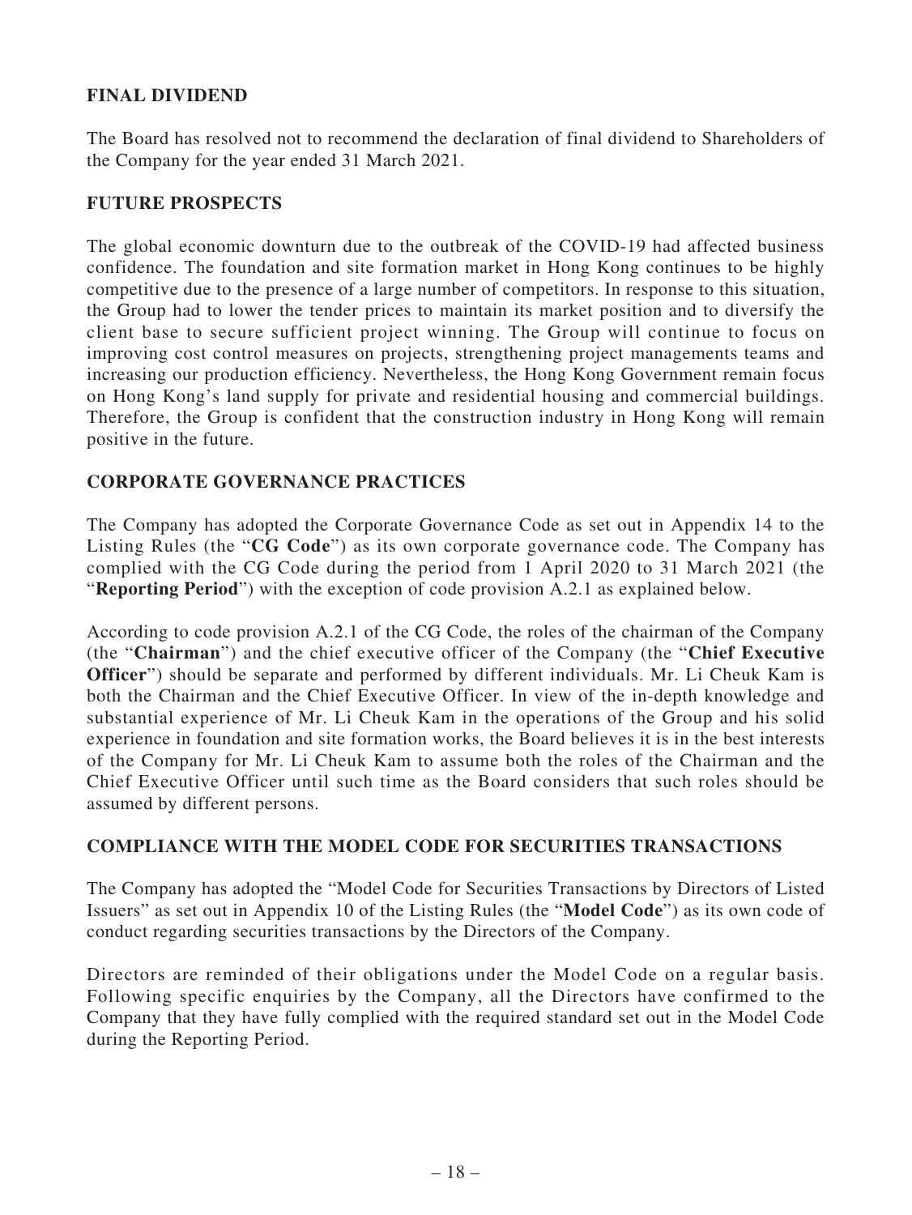## FINAL DIVIDEND

The Board has resolved not to recommend the declaration of final dividend to Shareholders of the Company for the year ended 31 March 2021.

## FUTURE PROSPECTS

The global economic downturn due to the outbreak of the COVID-19 had affected business confidence. The foundation and site formation market in Hong Kong continues to be highly competitive due to the presence of a large number of competitors. In response to this situation, the Group had to lower the tender prices to maintain its market position and to diversify the client base to secure sufficient project winning. The Group will continue to focus on improving cost control measures on projects, strengthening project managements teams and increasing our production efficiency. Nevertheless, the Hong Kong Government remain focus on Hong Kong's land supply for private and residential housing and commercial buildings. Therefore, the Group is confident that the construction industry in Hong Kong will remain positive in the future.

## CORPORATE GOVERNANCE PRACTICES

The Company has adopted the Corporate Governance Code as set out in Appendix 14 to the Listing Rules (the "**CG Code**") as its own corporate governance code. The Company has complied with the CG Code during the period from 1 April 2020 to 31 March 2021 (the "**Reporting Period**") with the exception of code provision A.2.1 as explained below.

According to code provision A.2.1 of the CG Code, the roles of the chairman of the Company (the "**Chairman**") and the chief executive officer of the Company (the "**Chief Executive Officer**") should be separate and performed by different individuals. Mr. Li Cheuk Kam is both the Chairman and the Chief Executive Officer. In view of the in-depth knowledge and substantial experience of Mr. Li Cheuk Kam in the operations of the Group and his solid experience in foundation and site formation works, the Board believes it is in the best interests of the Company for Mr. Li Cheuk Kam to assume both the roles of the Chairman and the Chief Executive Officer until such time as the Board considers that such roles should be assumed by different persons.

## COMPLIANCE WITH THE MODEL CODE FOR SECURITIES TRANSACTIONS

The Company has adopted the "Model Code for Securities Transactions by Directors of Listed Issuers" as set out in Appendix 10 of the Listing Rules (the "**Model Code**") as its own code of conduct regarding securities transactions by the Directors of the Company.

Directors are reminded of their obligations under the Model Code on a regular basis. Following specific enquiries by the Company, all the Directors have confirmed to the Company that they have fully complied with the required standard set out in the Model Code during the Reporting Period.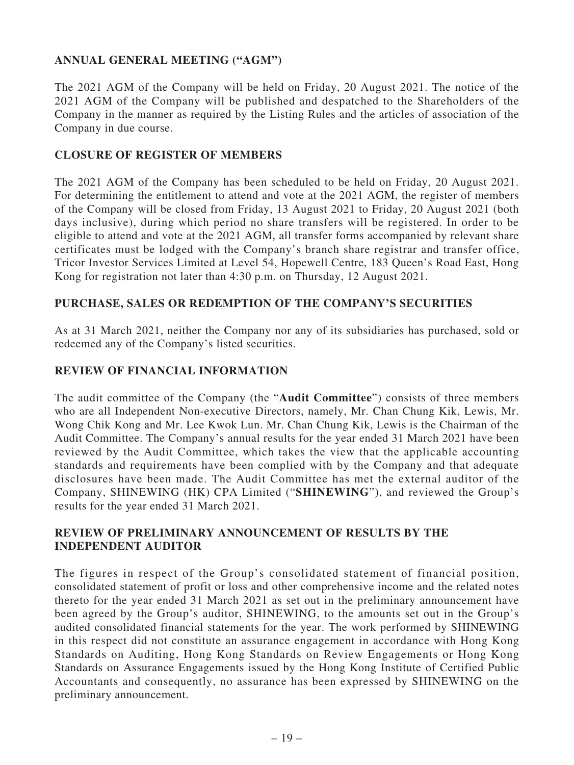## ANNUAL GENERAL MEETING ("AGM")

The 2021 AGM of the Company will be held on Friday, 20 August 2021. The notice of the 2021 AGM of the Company will be published and despatched to the Shareholders of the Company in the manner as required by the Listing Rules and the articles of association of the Company in due course.

## CLOSURE OF REGISTER OF MEMBERS

The 2021 AGM of the Company has been scheduled to be held on Friday, 20 August 2021. For determining the entitlement to attend and vote at the 2021 AGM, the register of members of the Company will be closed from Friday, 13 August 2021 to Friday, 20 August 2021 (both days inclusive), during which period no share transfers will be registered. In order to be eligible to attend and vote at the 2021 AGM, all transfer forms accompanied by relevant share certificates must be lodged with the Company's branch share registrar and transfer office, Tricor Investor Services Limited at Level 54, Hopewell Centre, 183 Queen's Road East, Hong Kong for registration not later than 4:30 p.m. on Thursday, 12 August 2021.

## PURCHASE, SALES OR REDEMPTION OF THE COMPANY'S SECURITIES

As at 31 March 2021, neither the Company nor any of its subsidiaries has purchased, sold or redeemed any of the Company's listed securities.

## REVIEW OF FINANCIAL INFORMATION

The audit committee of the Company (the "**Audit Committee**") consists of three members who are all Independent Non-executive Directors, namely, Mr. Chan Chung Kik, Lewis, Mr. Wong Chik Kong and Mr. Lee Kwok Lun. Mr. Chan Chung Kik, Lewis is the Chairman of the Audit Committee. The Company's annual results for the year ended 31 March 2021 have been reviewed by the Audit Committee, which takes the view that the applicable accounting standards and requirements have been complied with by the Company and that adequate disclosures have been made. The Audit Committee has met the external auditor of the Company, SHINEWING (HK) CPA Limited ("**SHINEWING**"), and reviewed the Group's results for the year ended 31 March 2021.

## REVIEW OF PRELIMINARY ANNOUNCEMENT OF RESULTS BY THE INDEPENDENT AUDITOR

The figures in respect of the Group's consolidated statement of financial position, consolidated statement of profit or loss and other comprehensive income and the related notes thereto for the year ended 31 March 2021 as set out in the preliminary announcement have been agreed by the Group's auditor, SHINEWING, to the amounts set out in the Group's audited consolidated financial statements for the year. The work performed by SHINEWING in this respect did not constitute an assurance engagement in accordance with Hong Kong Standards on Auditing, Hong Kong Standards on Review Engagements or Hong Kong Standards on Assurance Engagements issued by the Hong Kong Institute of Certified Public Accountants and consequently, no assurance has been expressed by SHINEWING on the preliminary announcement.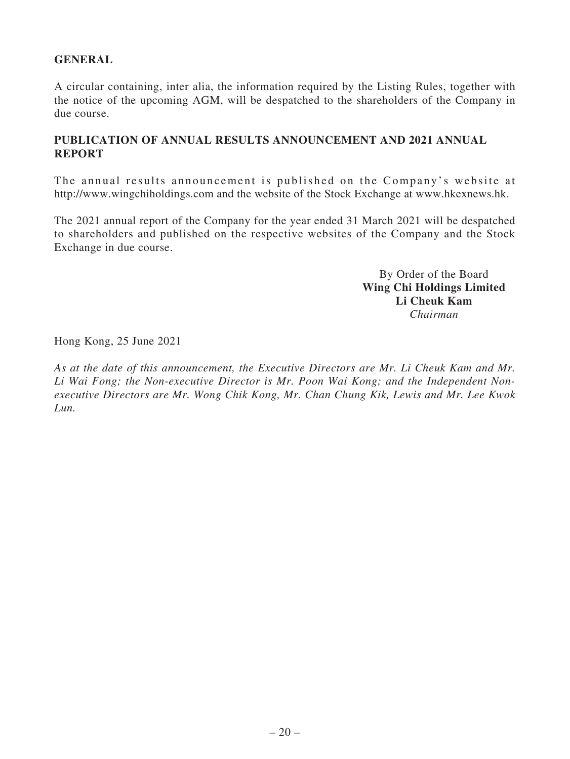## GENERAL

A circular containing, inter alia, the information required by the Listing Rules, together with the notice of the upcoming AGM, will be despatched to the shareholders of the Company in due course.

## PUBLICATION OF ANNUAL RESULTS ANNOUNCEMENT AND 2021 ANNUAL REPORT

The annual results announcement is published on the Company's website at http://www.wingchiholdings.com and the website of the Stock Exchange at www.hkexnews.hk.

The 2021 annual report of the Company for the year ended 31 March 2021 will be despatched to shareholders and published on the respective websites of the Company and the Stock Exchange in due course.

By Order of the Board
**Wing Chi Holdings Limited**
**Li Cheuk Kam**
*Chairman*

Hong Kong, 25 June 2021

*As at the date of this announcement, the Executive Directors are Mr. Li Cheuk Kam and Mr. Li Wai Fong; the Non-executive Director is Mr. Poon Wai Kong; and the Independent Non-executive Directors are Mr. Wong Chik Kong, Mr. Chan Chung Kik, Lewis and Mr. Lee Kwok Lun.*